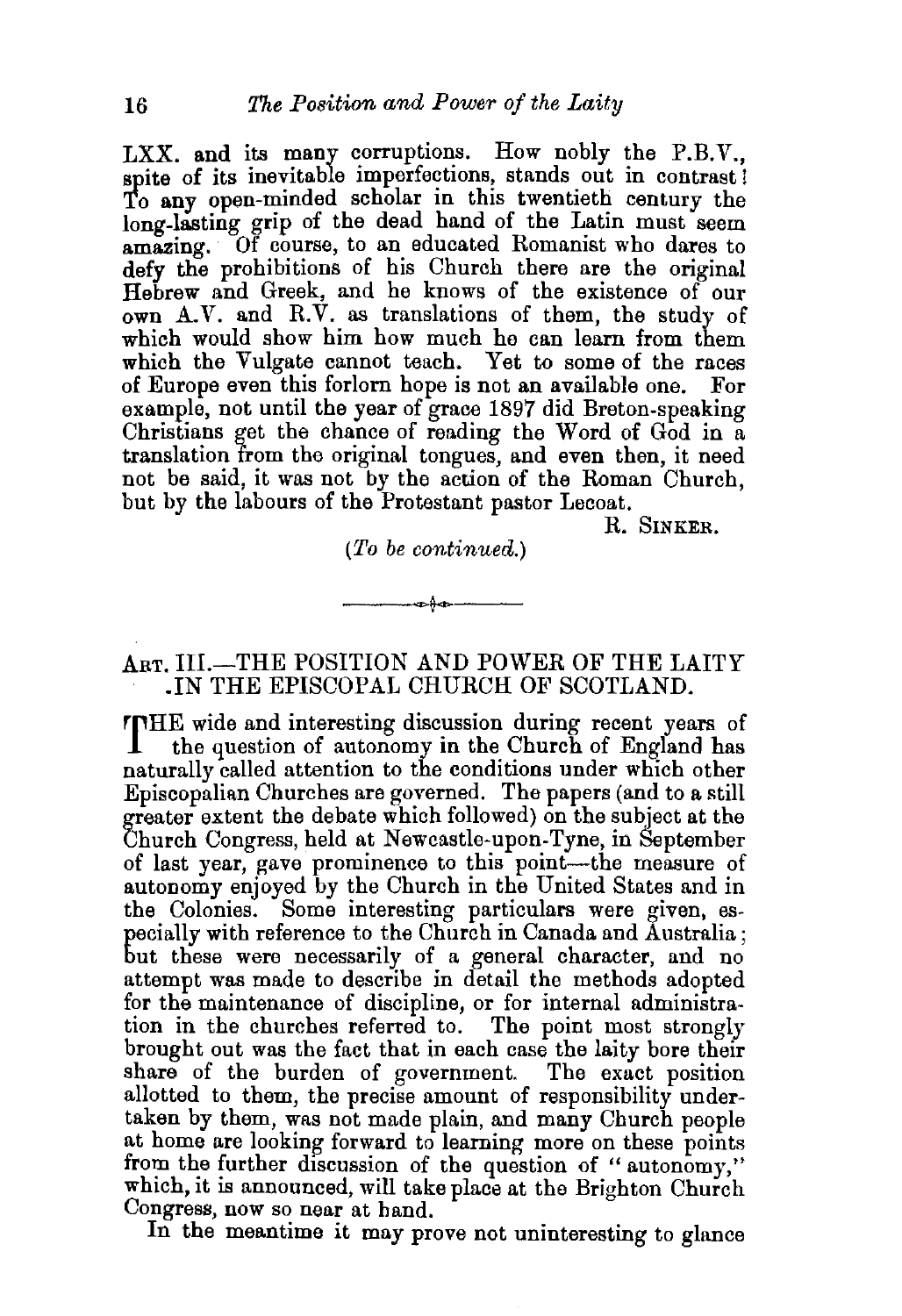LXX. and its many corruptions. How nobly the P.B.V., spite of its inevitable imperfections, stands out in contrast! To any open-minded scholar in this twentieth century the long-lasting grip of the dead hand of the Latin must seem amazing. Of course, to an educated Romanist who dares to defy the prohibitions of his Church there are the original Hebrew and Greek, and he knows of the existence of our own A.V. and R.V. as translations of them, the study of which would show him how much he can learn from them which the Vulgate cannot teach. Yet to some of the races of Europe even this forlorn hope is not an available one. For example, not until the year of grace 1897 did Breton-speaking Christians get the chance of reading the Word of God in a translation from the original tongues, and even then, it need not be said, it was not by the action of the Roman Church, but by the labours of the Protestant pastor Lecoat.

R. SINKER.

*(To be continued.)*

---

## ART. III.—THE POSITION AND POWER OF THE LAITY IN THE EPISCOPAL CHURCH OF SCOTLAND.

THE wide and interesting discussion during recent years of the question of autonomy in the Church of England has naturally called attention to the conditions under which other Episcopalian Churches are governed. The papers (and to a still greater extent the debate which followed) on the subject at the Church Congress, held at Newcastle-upon-Tyne, in September of last year, gave prominence to this point—the measure of autonomy enjoyed by the Church in the United States and in the Colonies. Some interesting particulars were given, especially with reference to the Church in Canada and Australia; but these were necessarily of a general character, and no attempt was made to describe in detail the methods adopted for the maintenance of discipline, or for internal administration in the churches referred to. The point most strongly brought out was the fact that in each case the laity bore their share of the burden of government. The exact position allotted to them, the precise amount of responsibility undertaken by them, was not made plain, and many Church people at home are looking forward to learning more on these points from the further discussion of the question of "autonomy," which, it is announced, will take place at the Brighton Church Congress, now so near at hand.

In the meantime it may prove not uninteresting to glance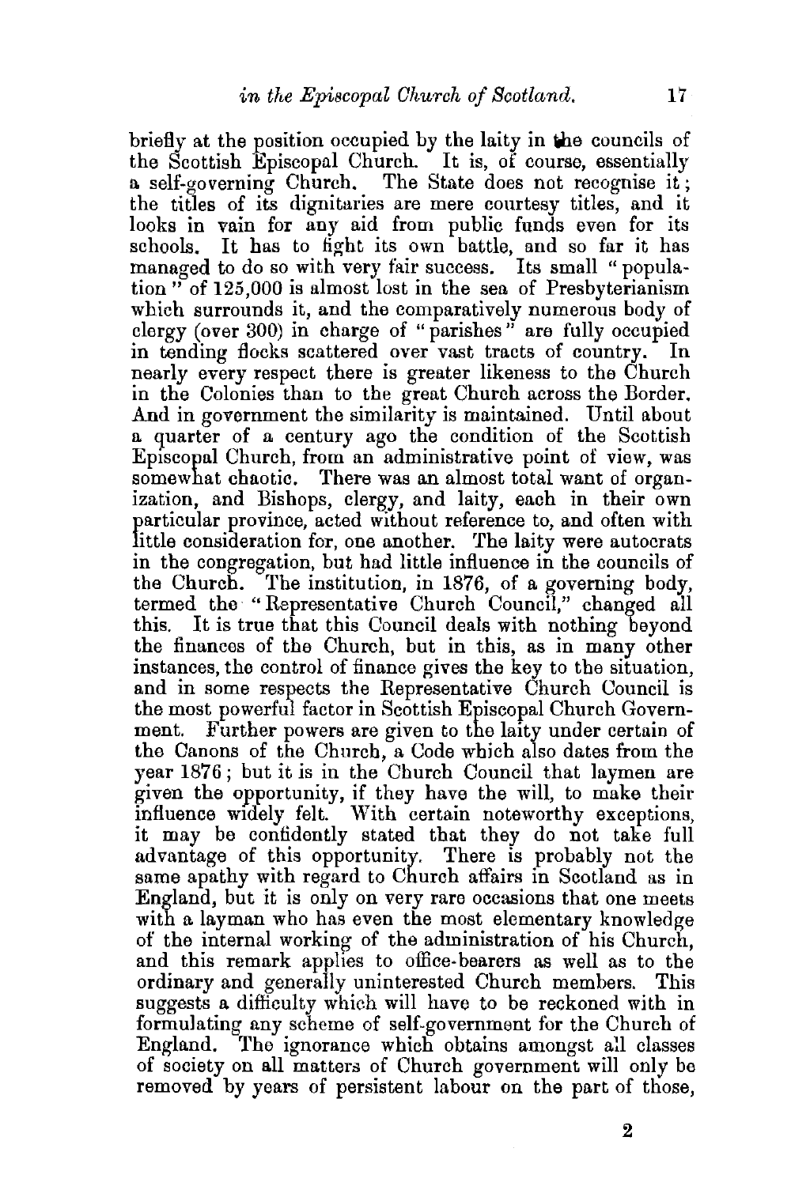briefly at the position occupied by the laity in the councils of the Scottish Episcopal Church. It is, of course, essentially a self-governing Church. The State does not recognise it; the titles of its dignitaries are mere courtesy titles, and it looks in vain for any aid from public funds even for its schools. It has to fight its own battle, and so far it has managed to do so with very fair success. Its small "population" of 125,000 is almost lost in the sea of Presbyterianism which surrounds it, and the comparatively numerous body of clergy (over 300) in charge of "parishes" are fully occupied in tending flocks scattered over vast tracts of country. In nearly every respect there is greater likeness to the Church in the Colonies than to the great Church across the Border. And in government the similarity is maintained. Until about a quarter of a century ago the condition of the Scottish Episcopal Church, from an administrative point of view, was somewhat chaotic. There was an almost total want of organization, and Bishops, clergy, and laity, each in their own particular province, acted without reference to, and often with little consideration for, one another. The laity were autocrats in the congregation, but had little influence in the councils of the Church. The institution, in 1876, of a governing body, termed the "Representative Church Council," changed all this. It is true that this Council deals with nothing beyond the finances of the Church, but in this, as in many other instances, the control of finance gives the key to the situation, and in some respects the Representative Church Council is the most powerful factor in Scottish Episcopal Church Government. Further powers are given to the laity under certain of the Canons of the Church, a Code which also dates from the year 1876; but it is in the Church Council that laymen are given the opportunity, if they have the will, to make their influence widely felt. With certain noteworthy exceptions, it may be confidently stated that they do not take full advantage of this opportunity. There is probably not the same apathy with regard to Church affairs in Scotland as in England, but it is only on very rare occasions that one meets with a layman who has even the most elementary knowledge of the internal working of the administration of his Church, and this remark applies to office-bearers as well as to the ordinary and generally uninterested Church members. This suggests a difficulty which will have to be reckoned with in formulating any scheme of self-government for the Church of England. The ignorance which obtains amongst all classes of society on all matters of Church government will only be removed by years of persistent labour on the part of those,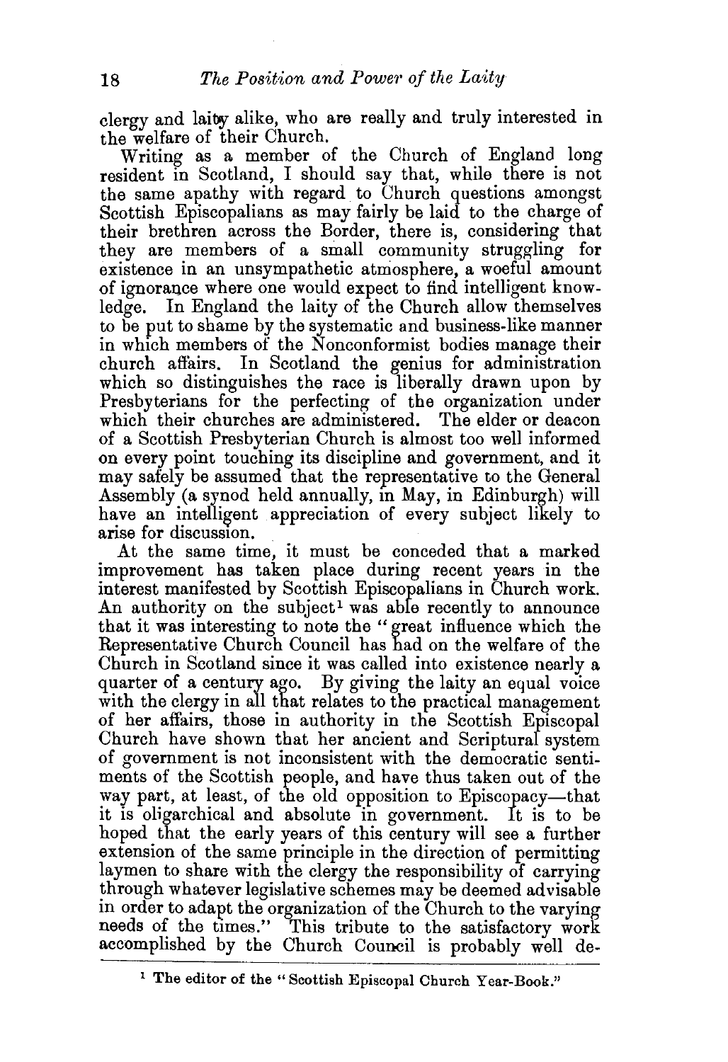clergy and laity alike, who are really and truly interested in the welfare of their Church.

Writing as a member of the Church of England long resident in Scotland, I should say that, while there is not the same apathy with regard to Church questions amongst Scottish Episcopalians as may fairly be laid to the charge of their brethren across the Border, there is, considering that they are members of a small community struggling for existence in an unsympathetic atmosphere, a woeful amount of ignorance where one would expect to find intelligent knowledge. In England the laity of the Church allow themselves to be put to shame by the systematic and business-like manner in which members of the Nonconformist bodies manage their church affairs. In Scotland the genius for administration which so distinguishes the race is liberally drawn upon by Presbyterians for the perfecting of the organization under which their churches are administered. The elder or deacon of a Scottish Presbyterian Church is almost too well informed on every point touching its discipline and government, and it may safely be assumed that the representative to the General Assembly (a synod held annually, in May, in Edinburgh) will have an intelligent appreciation of every subject likely to arise for discussion.

At the same time, it must be conceded that a marked improvement has taken place during recent years in the interest manifested by Scottish Episcopalians in Church work. An authority on the subject[1] was able recently to announce that it was interesting to note the "great influence which the Representative Church Council has had on the welfare of the Church in Scotland since it was called into existence nearly a quarter of a century ago. By giving the laity an equal voice with the clergy in all that relates to the practical management of her affairs, those in authority in the Scottish Episcopal Church have shown that her ancient and Scriptural system of government is not inconsistent with the democratic sentiments of the Scottish people, and have thus taken out of the way part, at least, of the old opposition to Episcopacy—that it is oligarchical and absolute in government. It is to be hoped that the early years of this century will see a further extension of the same principle in the direction of permitting laymen to share with the clergy the responsibility of carrying through whatever legislative schemes may be deemed advisable in order to adapt the organization of the Church to the varying needs of the times." This tribute to the satisfactory work accomplished by the Church Council is probably well de-

[1] The editor of the "Scottish Episcopal Church Year-Book."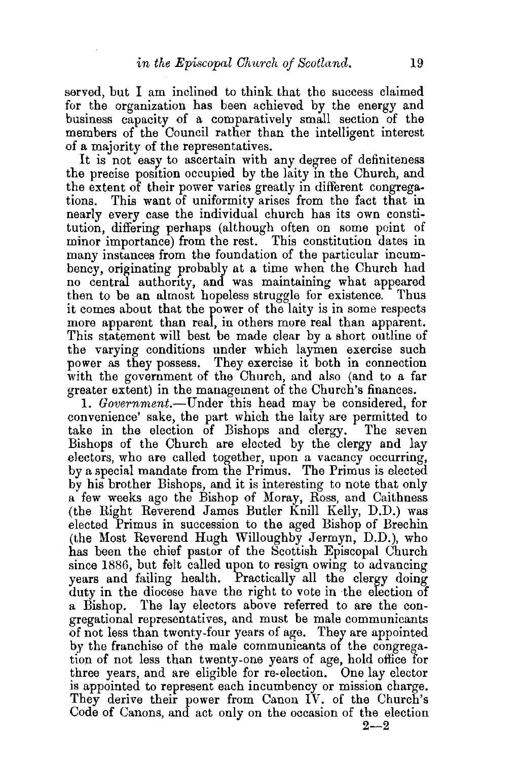served, but I am inclined to think that the success claimed for the organization has been achieved by the energy and business capacity of a comparatively small section of the members of the Council rather than the intelligent interest of a majority of the representatives.

It is not easy to ascertain with any degree of definiteness the precise position occupied by the laity in the Church, and the extent of their power varies greatly in different congregations. This want of uniformity arises from the fact that in nearly every case the individual church has its own constitution, differing perhaps (although often on some point of minor importance) from the rest. This constitution dates in many instances from the foundation of the particular incumbency, originating probably at a time when the Church had no central authority, and was maintaining what appeared then to be an almost hopeless struggle for existence. Thus it comes about that the power of the laity is in some respects more apparent than real, in others more real than apparent. This statement will best be made clear by a short outline of the varying conditions under which laymen exercise such power as they possess. They exercise it both in connection with the government of the Church, and also (and to a far greater extent) in the management of the Church's finances.

1. *Government.*—Under this head may be considered, for convenience' sake, the part which the laity are permitted to take in the election of Bishops and clergy. The seven Bishops of the Church are elected by the clergy and lay electors, who are called together, upon a vacancy occurring, by a special mandate from the Primus. The Primus is elected by his brother Bishops, and it is interesting to note that only a few weeks ago the Bishop of Moray, Ross, and Caithness (the Right Reverend James Butler Knill Kelly, D.D.) was elected Primus in succession to the aged Bishop of Brechin (the Most Reverend Hugh Willoughby Jermyn, D.D.), who has been the chief pastor of the Scottish Episcopal Church since 1886, but felt called upon to resign owing to advancing years and failing health. Practically all the clergy doing duty in the diocese have the right to vote in the election of a Bishop. The lay electors above referred to are the congregational representatives, and must be male communicants of not less than twenty-four years of age. They are appointed by the franchise of the male communicants of the congregation of not less than twenty-one years of age, hold office for three years, and are eligible for re-election. One lay elector is appointed to represent each incumbency or mission charge. They derive their power from Canon IV. of the Church's Code of Canons, and act only on the occasion of the election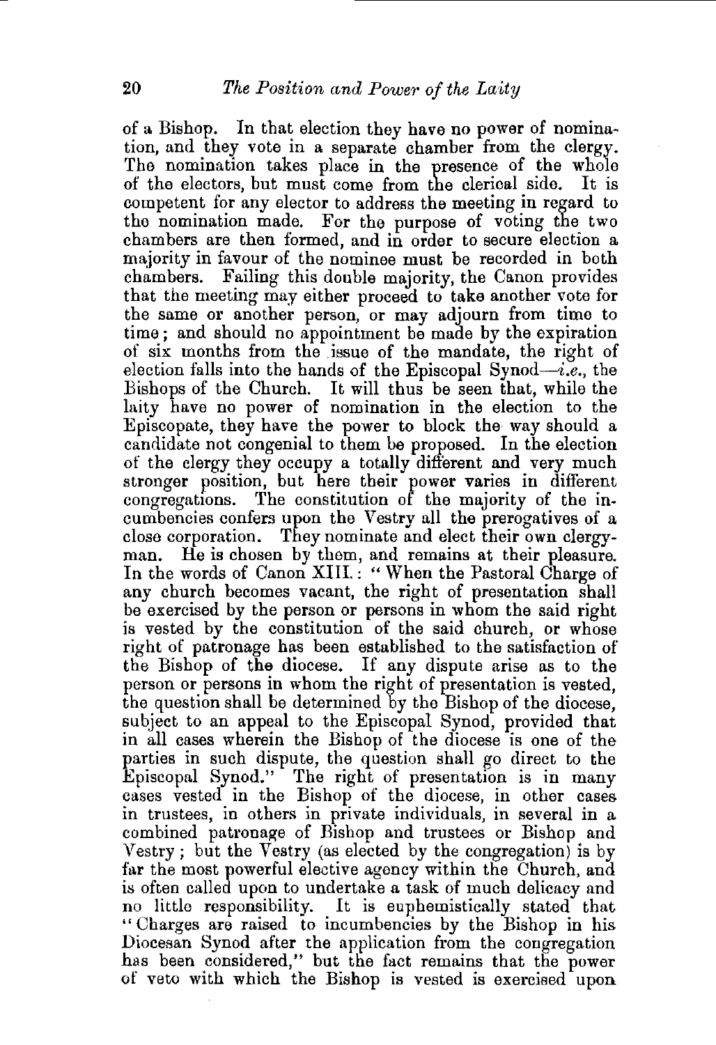of a Bishop. In that election they have no power of nomination, and they vote in a separate chamber from the clergy. The nomination takes place in the presence of the whole of the electors, but must come from the clerical side. It is competent for any elector to address the meeting in regard to the nomination made. For the purpose of voting the two chambers are then formed, and in order to secure election a majority in favour of the nominee must be recorded in both chambers. Failing this double majority, the Canon provides that the meeting may either proceed to take another vote for the same or another person, or may adjourn from time to time; and should no appointment be made by the expiration of six months from the issue of the mandate, the right of election falls into the hands of the Episcopal Synod—*i.e.*, the Bishops of the Church. It will thus be seen that, while the laity have no power of nomination in the election to the Episcopate, they have the power to block the way should a candidate not congenial to them be proposed. In the election of the clergy they occupy a totally different and very much stronger position, but here their power varies in different congregations. The constitution of the majority of the incumbencies confers upon the Vestry all the prerogatives of a close corporation. They nominate and elect their own clergyman. He is chosen by them, and remains at their pleasure. In the words of Canon XIII.: "When the Pastoral Charge of any church becomes vacant, the right of presentation shall be exercised by the person or persons in whom the said right is vested by the constitution of the said church, or whose right of patronage has been established to the satisfaction of the Bishop of the diocese. If any dispute arise as to the person or persons in whom the right of presentation is vested, the question shall be determined by the Bishop of the diocese, subject to an appeal to the Episcopal Synod, provided that in all cases wherein the Bishop of the diocese is one of the parties in such dispute, the question shall go direct to the Episcopal Synod." The right of presentation is in many cases vested in the Bishop of the diocese, in other cases in trustees, in others in private individuals, in several in a combined patronage of Bishop and trustees or Bishop and Vestry; but the Vestry (as elected by the congregation) is by far the most powerful elective agency within the Church, and is often called upon to undertake a task of much delicacy and no little responsibility. It is euphemistically stated that "Charges are raised to incumbencies by the Bishop in his Diocesan Synod after the application from the congregation has been considered," but the fact remains that the power of veto with which the Bishop is vested is exercised upon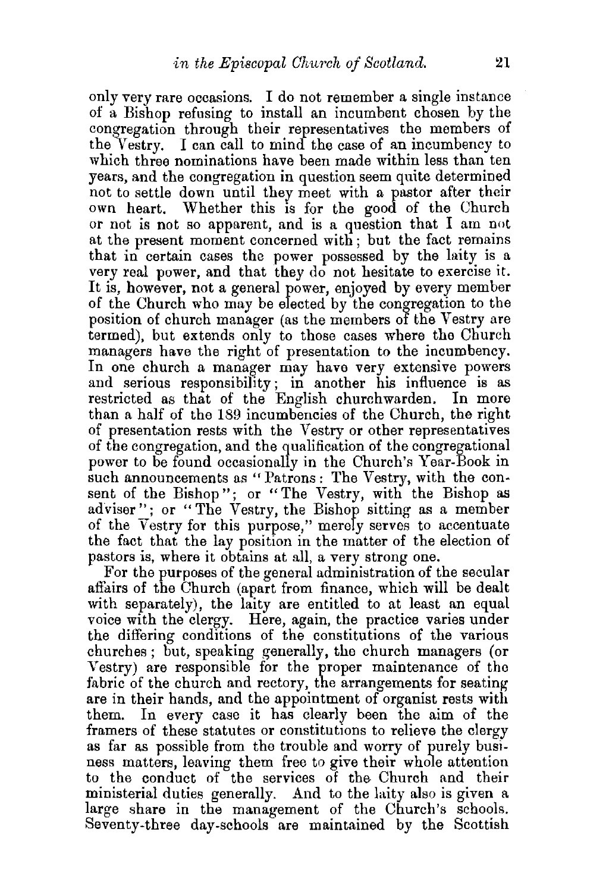only very rare occasions. I do not remember a single instance of a Bishop refusing to install an incumbent chosen by the congregation through their representatives the members of the Vestry. I can call to mind the case of an incumbency to which three nominations have been made within less than ten years, and the congregation in question seem quite determined not to settle down until they meet with a pastor after their own heart. Whether this is for the good of the Church or not is not so apparent, and is a question that I am not at the present moment concerned with; but the fact remains that in certain cases the power possessed by the laity is a very real power, and that they do not hesitate to exercise it. It is, however, not a general power, enjoyed by every member of the Church who may be elected by the congregation to the position of church manager (as the members of the Vestry are termed), but extends only to those cases where the Church managers have the right of presentation to the incumbency. In one church a manager may have very extensive powers and serious responsibility; in another his influence is as restricted as that of the English churchwarden. In more than a half of the 189 incumbencies of the Church, the right of presentation rests with the Vestry or other representatives of the congregation, and the qualification of the congregational power to be found occasionally in the Church's Year-Book in such announcements as "Patrons: The Vestry, with the consent of the Bishop"; or "The Vestry, with the Bishop as adviser"; or "The Vestry, the Bishop sitting as a member of the Vestry for this purpose," merely serves to accentuate the fact that the lay position in the matter of the election of pastors is, where it obtains at all, a very strong one.

For the purposes of the general administration of the secular affairs of the Church (apart from finance, which will be dealt with separately), the laity are entitled to at least an equal voice with the clergy. Here, again, the practice varies under the differing conditions of the constitutions of the various churches; but, speaking generally, the church managers (or Vestry) are responsible for the proper maintenance of the fabric of the church and rectory, the arrangements for seating are in their hands, and the appointment of organist rests with them. In every case it has clearly been the aim of the framers of these statutes or constitutions to relieve the clergy as far as possible from the trouble and worry of purely business matters, leaving them free to give their whole attention to the conduct of the services of the Church and their ministerial duties generally. And to the laity also is given a large share in the management of the Church's schools. Seventy-three day-schools are maintained by the Scottish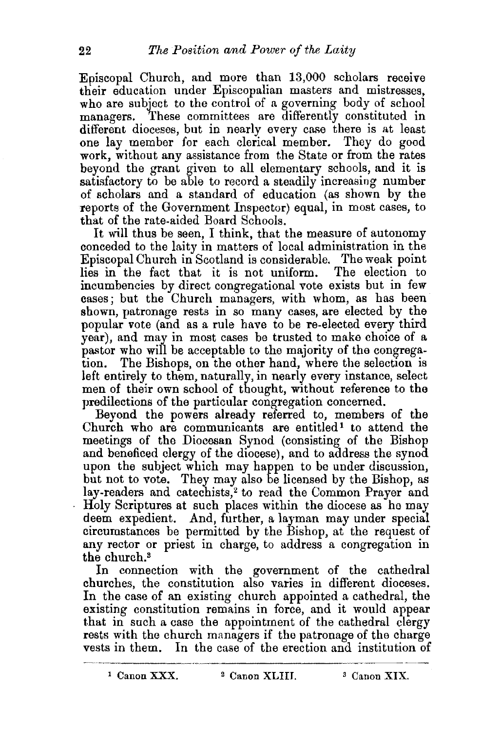Episcopal Church, and more than 13,000 scholars receive their education under Episcopalian masters and mistresses, who are subject to the control of a governing body of school managers. These committees are differently constituted in different dioceses, but in nearly every case there is at least one lay member for each clerical member. They do good work, without any assistance from the State or from the rates beyond the grant given to all elementary schools, and it is satisfactory to be able to record a steadily increasing number of scholars and a standard of education (as shown by the reports of the Government Inspector) equal, in most cases, to that of the rate-aided Board Schools.

It will thus be seen, I think, that the measure of autonomy conceded to the laity in matters of local administration in the Episcopal Church in Scotland is considerable. The weak point lies in the fact that it is not uniform. The election to incumbencies by direct congregational vote exists but in few cases; but the Church managers, with whom, as has been shown, patronage rests in so many cases, are elected by the popular vote (and as a rule have to be re-elected every third year), and may in most cases be trusted to make choice of a pastor who will be acceptable to the majority of the congregation. The Bishops, on the other hand, where the selection is left entirely to them, naturally, in nearly every instance, select men of their own school of thought, without reference to the predilections of the particular congregation concerned.

Beyond the powers already referred to, members of the Church who are communicants are entitled[1] to attend the meetings of the Diocesan Synod (consisting of the Bishop and beneficed clergy of the diocese), and to address the synod upon the subject which may happen to be under discussion, but not to vote. They may also be licensed by the Bishop, as lay-readers and catechists,[2] to read the Common Prayer and Holy Scriptures at such places within the diocese as he may deem expedient. And, further, a layman may under special circumstances be permitted by the Bishop, at the request of any rector or priest in charge, to address a congregation in the church.[3]

In connection with the government of the cathedral churches, the constitution also varies in different dioceses. In the case of an existing church appointed a cathedral, the existing constitution remains in force, and it would appear that in such a case the appointment of the cathedral clergy rests with the church managers if the patronage of the charge vests in them. In the case of the erection and institution of

---

[1] Canon XXX. [2] Canon XLIII. [3] Canon XIX.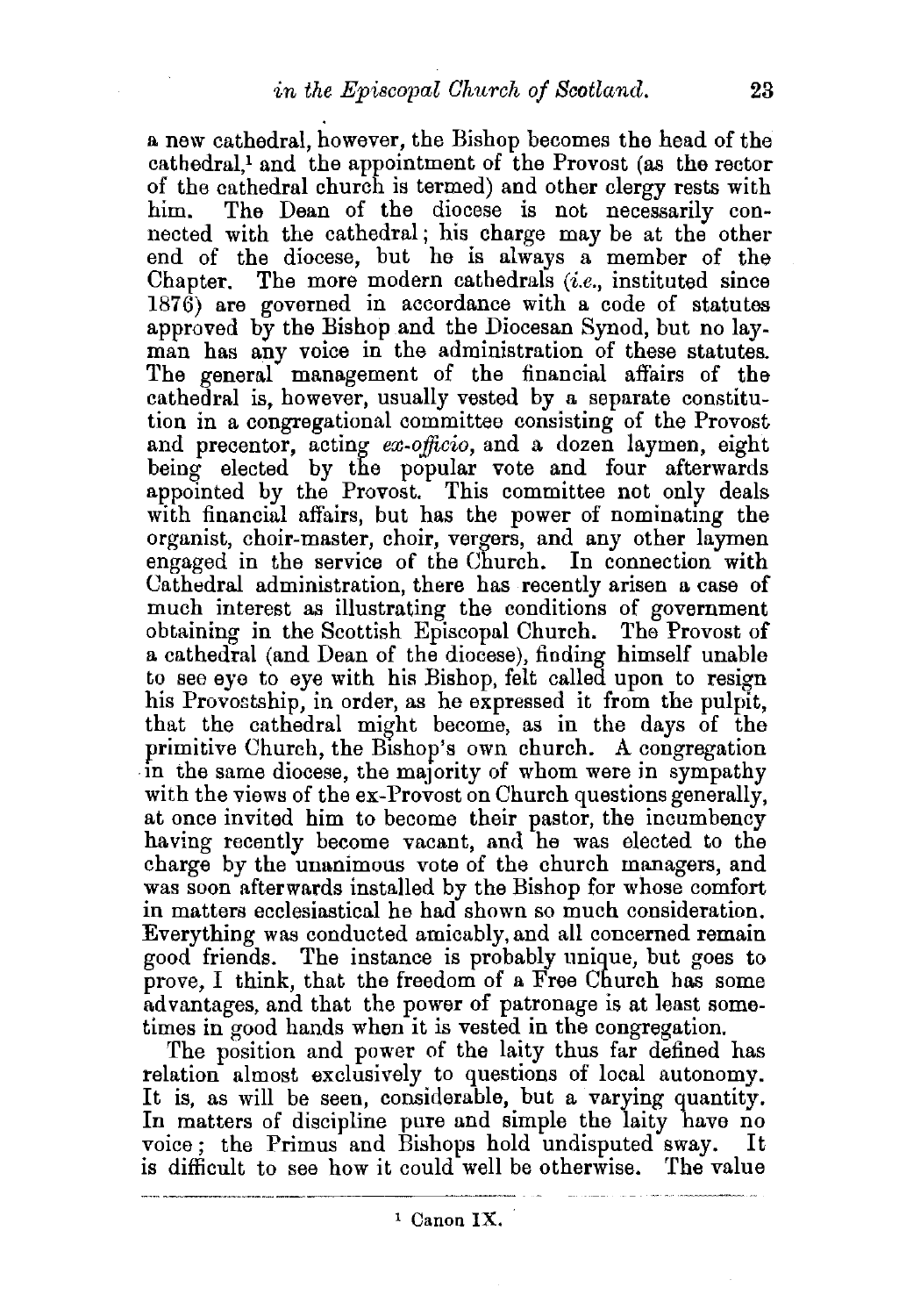a new cathedral, however, the Bishop becomes the head of the cathedral,[1] and the appointment of the Provost (as the rector of the cathedral church is termed) and other clergy rests with him. The Dean of the diocese is not necessarily connected with the cathedral; his charge may be at the other end of the diocese, but he is always a member of the Chapter. The more modern cathedrals (*i.e.*, instituted since 1876) are governed in accordance with a code of statutes approved by the Bishop and the Diocesan Synod, but no layman has any voice in the administration of these statutes. The general management of the financial affairs of the cathedral is, however, usually vested by a separate constitution in a congregational committee consisting of the Provost and precentor, acting *ex-officio*, and a dozen laymen, eight being elected by the popular vote and four afterwards appointed by the Provost. This committee not only deals with financial affairs, but has the power of nominating the organist, choir-master, choir, vergers, and any other laymen engaged in the service of the Church. In connection with Cathedral administration, there has recently arisen a case of much interest as illustrating the conditions of government obtaining in the Scottish Episcopal Church. The Provost of a cathedral (and Dean of the diocese), finding himself unable to see eye to eye with his Bishop, felt called upon to resign his Provostship, in order, as he expressed it from the pulpit, that the cathedral might become, as in the days of the primitive Church, the Bishop's own church. A congregation in the same diocese, the majority of whom were in sympathy with the views of the ex-Provost on Church questions generally, at once invited him to become their pastor, the incumbency having recently become vacant, and he was elected to the charge by the unanimous vote of the church managers, and was soon afterwards installed by the Bishop for whose comfort in matters ecclesiastical he had shown so much consideration. Everything was conducted amicably, and all concerned remain good friends. The instance is probably unique, but goes to prove, I think, that the freedom of a Free Church has some advantages, and that the power of patronage is at least sometimes in good hands when it is vested in the congregation.

The position and power of the laity thus far defined has relation almost exclusively to questions of local autonomy. It is, as will be seen, considerable, but a varying quantity. In matters of discipline pure and simple the laity have no voice; the Primus and Bishops hold undisputed sway. It is difficult to see how it could well be otherwise. The value

[1] Canon IX.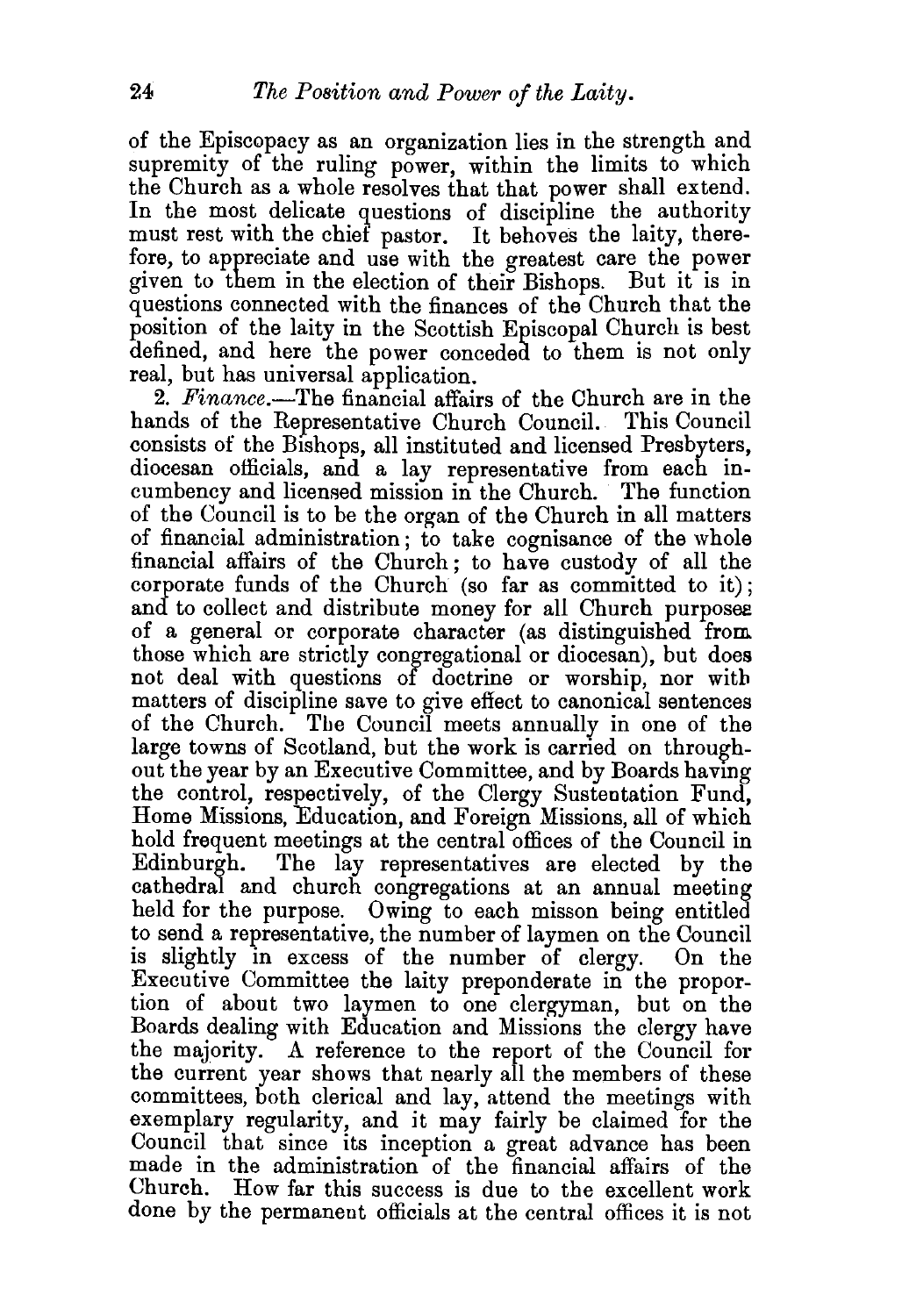of the Episcopacy as an organization lies in the strength and supremity of the ruling power, within the limits to which the Church as a whole resolves that that power shall extend. In the most delicate questions of discipline the authority must rest with the chief pastor. It behoves the laity, therefore, to appreciate and use with the greatest care the power given to them in the election of their Bishops. But it is in questions connected with the finances of the Church that the position of the laity in the Scottish Episcopal Church is best defined, and here the power conceded to them is not only real, but has universal application.

2. *Finance.*—The financial affairs of the Church are in the hands of the Representative Church Council. This Council consists of the Bishops, all instituted and licensed Presbyters, diocesan officials, and a lay representative from each incumbency and licensed mission in the Church. The function of the Council is to be the organ of the Church in all matters of financial administration; to take cognisance of the whole financial affairs of the Church; to have custody of all the corporate funds of the Church (so far as committed to it); and to collect and distribute money for all Church purposes of a general or corporate character (as distinguished from those which are strictly congregational or diocesan), but does not deal with questions of doctrine or worship, nor with matters of discipline save to give effect to canonical sentences of the Church. The Council meets annually in one of the large towns of Scotland, but the work is carried on throughout the year by an Executive Committee, and by Boards having the control, respectively, of the Clergy Sustentation Fund, Home Missions, Education, and Foreign Missions, all of which hold frequent meetings at the central offices of the Council in Edinburgh. The lay representatives are elected by the cathedral and church congregations at an annual meeting held for the purpose. Owing to each misson being entitled to send a representative, the number of laymen on the Council is slightly in excess of the number of clergy. On the Executive Committee the laity preponderate in the proportion of about two laymen to one clergyman, but on the Boards dealing with Education and Missions the clergy have the majority. A reference to the report of the Council for the current year shows that nearly all the members of these committees, both clerical and lay, attend the meetings with exemplary regularity, and it may fairly be claimed for the Council that since its inception a great advance has been made in the administration of the financial affairs of the Church. How far this success is due to the excellent work done by the permanent officials at the central offices it is not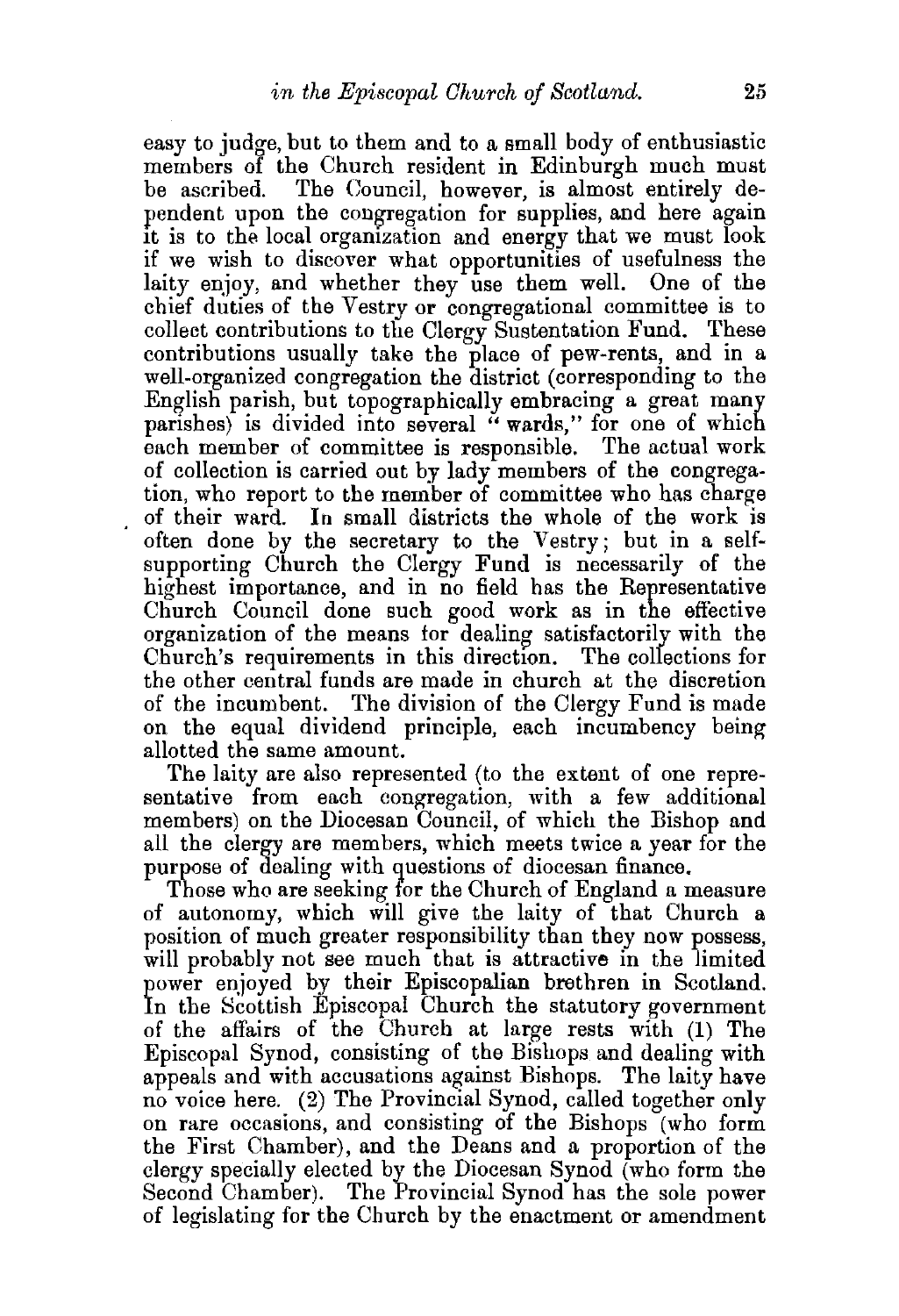easy to judge, but to them and to a small body of enthusiastic members of the Church resident in Edinburgh much must be ascribed. The Council, however, is almost entirely dependent upon the congregation for supplies, and here again it is to the local organization and energy that we must look if we wish to discover what opportunities of usefulness the laity enjoy, and whether they use them well. One of the chief duties of the Vestry or congregational committee is to collect contributions to the Clergy Sustentation Fund. These contributions usually take the place of pew-rents, and in a well-organized congregation the district (corresponding to the English parish, but topographically embracing a great many parishes) is divided into several "wards," for one of which each member of committee is responsible. The actual work of collection is carried out by lady members of the congregation, who report to the member of committee who has charge of their ward. In small districts the whole of the work is often done by the secretary to the Vestry; but in a self-supporting Church the Clergy Fund is necessarily of the highest importance, and in no field has the Representative Church Council done such good work as in the effective organization of the means for dealing satisfactorily with the Church's requirements in this direction. The collections for the other central funds are made in church at the discretion of the incumbent. The division of the Clergy Fund is made on the equal dividend principle, each incumbency being allotted the same amount.

The laity are also represented (to the extent of one representative from each congregation, with a few additional members) on the Diocesan Council, of which the Bishop and all the clergy are members, which meets twice a year for the purpose of dealing with questions of diocesan finance.

Those who are seeking for the Church of England a measure of autonomy, which will give the laity of that Church a position of much greater responsibility than they now possess, will probably not see much that is attractive in the limited power enjoyed by their Episcopalian brethren in Scotland. In the Scottish Episcopal Church the statutory government of the affairs of the Church at large rests with (1) The Episcopal Synod, consisting of the Bishops and dealing with appeals and with accusations against Bishops. The laity have no voice here. (2) The Provincial Synod, called together only on rare occasions, and consisting of the Bishops (who form the First Chamber), and the Deans and a proportion of the clergy specially elected by the Diocesan Synod (who form the Second Chamber). The Provincial Synod has the sole power of legislating for the Church by the enactment or amendment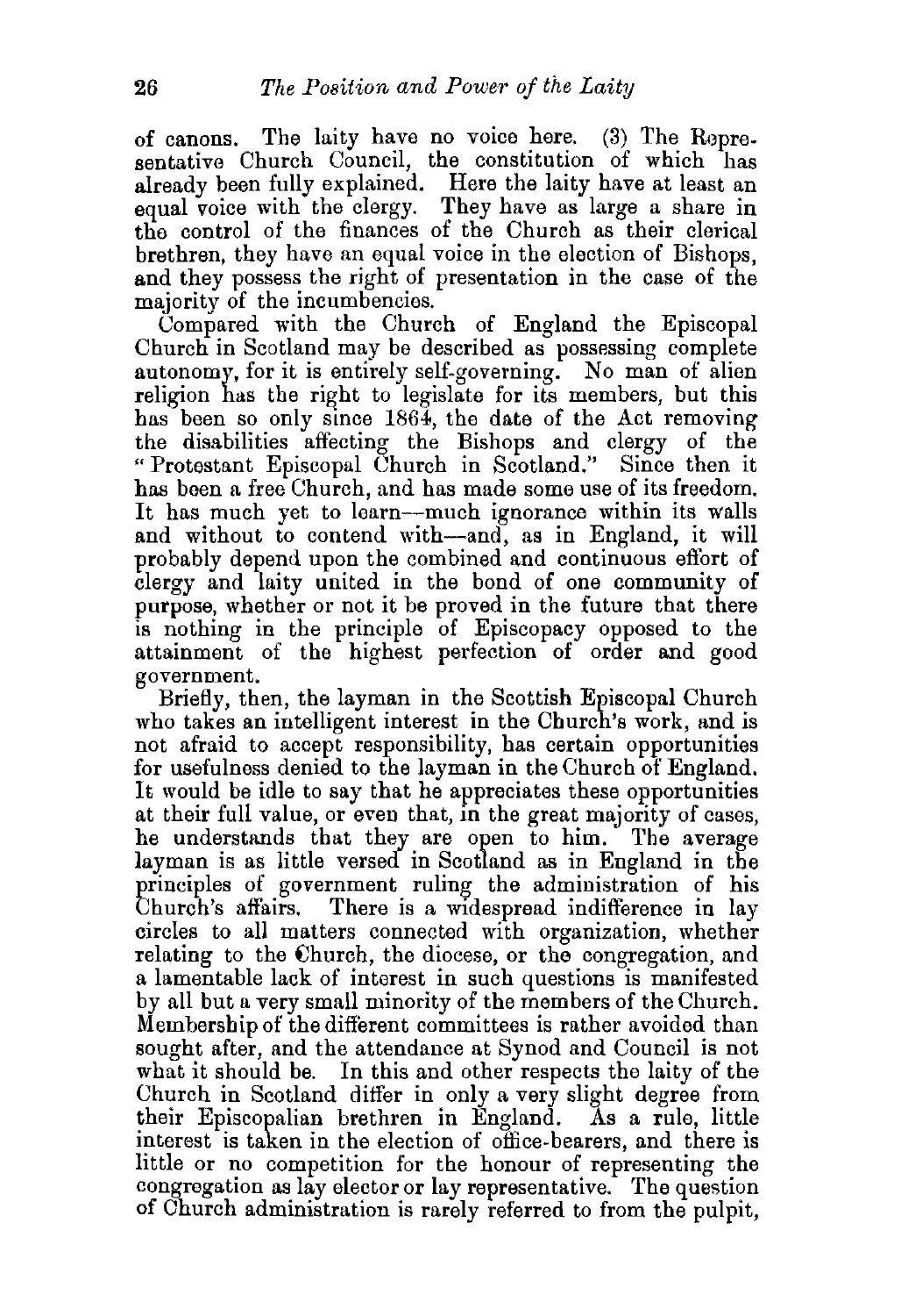of canons. The laity have no voice here. (3) The Representative Church Council, the constitution of which has already been fully explained. Here the laity have at least an equal voice with the clergy. They have as large a share in the control of the finances of the Church as their clerical brethren, they have an equal voice in the election of Bishops, and they possess the right of presentation in the case of the majority of the incumbencies.

Compared with the Church of England the Episcopal Church in Scotland may be described as possessing complete autonomy, for it is entirely self-governing. No man of alien religion has the right to legislate for its members, but this has been so only since 1864, the date of the Act removing the disabilities affecting the Bishops and clergy of the "Protestant Episcopal Church in Scotland." Since then it has been a free Church, and has made some use of its freedom. It has much yet to learn—much ignorance within its walls and without to contend with—and, as in England, it will probably depend upon the combined and continuous effort of clergy and laity united in the bond of one community of purpose, whether or not it be proved in the future that there is nothing in the principle of Episcopacy opposed to the attainment of the highest perfection of order and good government.

Briefly, then, the layman in the Scottish Episcopal Church who takes an intelligent interest in the Church's work, and is not afraid to accept responsibility, has certain opportunities for usefulness denied to the layman in the Church of England. It would be idle to say that he appreciates these opportunities at their full value, or even that, in the great majority of cases, he understands that they are open to him. The average layman is as little versed in Scotland as in England in the principles of government ruling the administration of his Church's affairs. There is a widespread indifference in lay circles to all matters connected with organization, whether relating to the Church, the diocese, or the congregation, and a lamentable lack of interest in such questions is manifested by all but a very small minority of the members of the Church. Membership of the different committees is rather avoided than sought after, and the attendance at Synod and Council is not what it should be. In this and other respects the laity of the Church in Scotland differ in only a very slight degree from their Episcopalian brethren in England. As a rule, little interest is taken in the election of office-bearers, and there is little or no competition for the honour of representing the congregation as lay elector or lay representative. The question of Church administration is rarely referred to from the pulpit,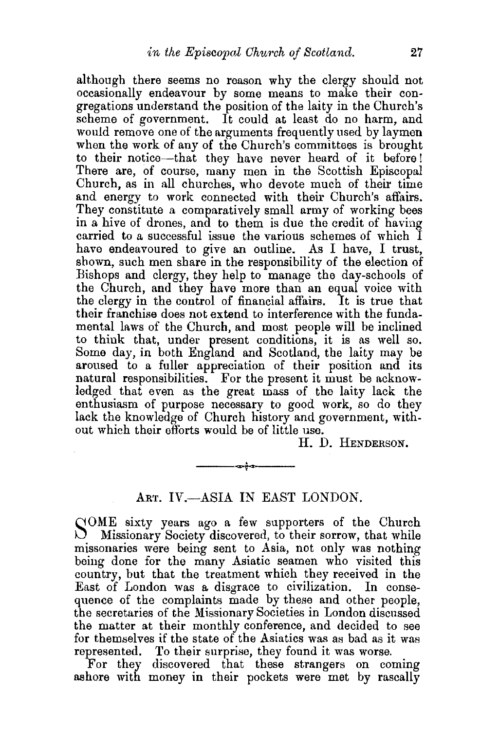although there seems no reason why the clergy should not occasionally endeavour by some means to make their congregations understand the position of the laity in the Church's scheme of government. It could at least do no harm, and would remove one of the arguments frequently used by laymen when the work of any of the Church's committees is brought to their notice—that they have never heard of it before! There are, of course, many men in the Scottish Episcopal Church, as in all churches, who devote much of their time and energy to work connected with their Church's affairs. They constitute a comparatively small army of working bees in a hive of drones, and to them is due the credit of having carried to a successful issue the various schemes of which I have endeavoured to give an outline. As I have, I trust, shown, such men share in the responsibility of the election of Bishops and clergy, they help to manage the day-schools of the Church, and they have more than an equal voice with the clergy in the control of financial affairs. It is true that their franchise does not extend to interference with the fundamental laws of the Church, and most people will be inclined to think that, under present conditions, it is as well so. Some day, in both England and Scotland, the laity may be aroused to a fuller appreciation of their position and its natural responsibilities. For the present it must be acknowledged that even as the great mass of the laity lack the enthusiasm of purpose necessary to good work, so do they lack the knowledge of Church history and government, without which their efforts would be of little use.

H. D. HENDERSON.

---

## ART. IV.—ASIA IN EAST LONDON.

SOME sixty years ago a few supporters of the Church Missionary Society discovered, to their sorrow, that while missonaries were being sent to Asia, not only was nothing being done for the many Asiatic seamen who visited this country, but that the treatment which they received in the East of London was a disgrace to civilization. In consequence of the complaints made by these and other people, the secretaries of the Missionary Societies in London discussed the matter at their monthly conference, and decided to see for themselves if the state of the Asiatics was as bad as it was represented. To their surprise, they found it was worse.

For they discovered that these strangers on coming ashore with money in their pockets were met by rascally